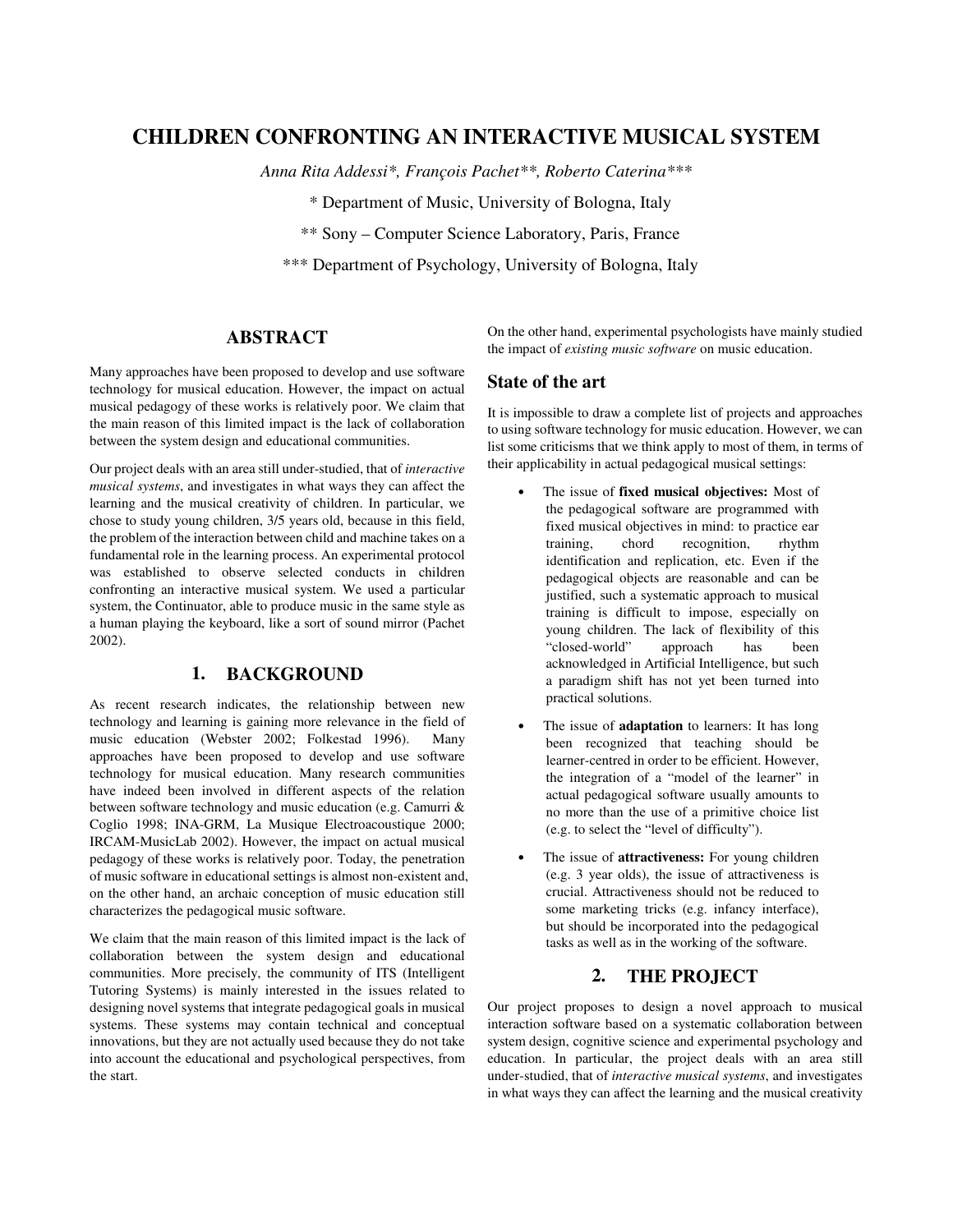# CHILDREN CONFRONTING AN INTERACTIVE MUSICAL SYSTEM

*Anna Rita Addessi\*, François Pachet\*\*, Roberto Caterina\*\*\**

\* Department of Music, University of Bologna, Italy

\*\* Sony – Computer Science Laboratory, Paris, France

\*\*\* Department of Psychology, University of Bologna, Italy

## ABSTRACT

Many approaches have been proposed to develop and use software technology for musical education. However, the impact on actual musical pedagogy of these works is relatively poor. We claim that the main reason of this limited impact is the lack of collaboration between the system design and educational communities.

Our project deals with an area still under-studied, that of *interactive musical systems*, and investigates in what ways they can affect the learning and the musical creativity of children. In particular, we chose to study young children, 3/5 years old, because in this field, the problem of the interaction between child and machine takes on a fundamental role in the learning process. An experimental protocol was established to observe selected conducts in children confronting an interactive musical system. We used a particular system, the Continuator, able to produce music in the same style as a human playing the keyboard, like a sort of sound mirror (Pachet 2002).

## 1. BACKGROUND

As recent research indicates, the relationship between new technology and learning is gaining more relevance in the field of music education (Webster 2002; Folkestad 1996). Many approaches have been proposed to develop and use software technology for musical education. Many research communities have indeed been involved in different aspects of the relation between software technology and music education (e.g. Camurri & Coglio 1998; INA-GRM, La Musique Electroacoustique 2000; IRCAM-MusicLab 2002). However, the impact on actual musical pedagogy of these works is relatively poor. Today, the penetration of music software in educational settings is almost non-existent and, on the other hand, an archaic conception of music education still characterizes the pedagogical music software.

We claim that the main reason of this limited impact is the lack of collaboration between the system design and educational communities. More precisely, the community of ITS (Intelligent Tutoring Systems) is mainly interested in the issues related to designing novel systems that integrate pedagogical goals in musical systems. These systems may contain technical and conceptual innovations, but they are not actually used because they do not take into account the educational and psychological perspectives, from the start.

On the other hand, experimental psychologists have mainly studied the impact of *existing music software* on music education.

### State of the art

It is impossible to draw a complete list of projects and approaches to using software technology for music education. However, we can list some criticisms that we think apply to most of them, in terms of their applicability in actual pedagogical musical settings:

- The issue of **fixed musical objectives:** Most of the pedagogical software are programmed with fixed musical objectives in mind: to practice ear training, chord recognition, rhythm identification and replication, etc. Even if the pedagogical objects are reasonable and can be justified, such a systematic approach to musical training is difficult to impose, especially on young children. The lack of flexibility of this "closed-world" approach has been acknowledged in Artificial Intelligence, but such a paradigm shift has not yet been turned into practical solutions.
- The issue of **adaptation** to learners: It has long been recognized that teaching should be learner-centred in order to be efficient. However, the integration of a "model of the learner" in actual pedagogical software usually amounts to no more than the use of a primitive choice list (e.g. to select the "level of difficulty").
- The issue of **attractiveness:** For young children (e.g. 3 year olds), the issue of attractiveness is crucial. Attractiveness should not be reduced to some marketing tricks (e.g. infancy interface), but should be incorporated into the pedagogical tasks as well as in the working of the software.

## 2. THE PROJECT

Our project proposes to design a novel approach to musical interaction software based on a systematic collaboration between system design, cognitive science and experimental psychology and education. In particular, the project deals with an area still under-studied, that of *interactive musical systems*, and investigates in what ways they can affect the learning and the musical creativity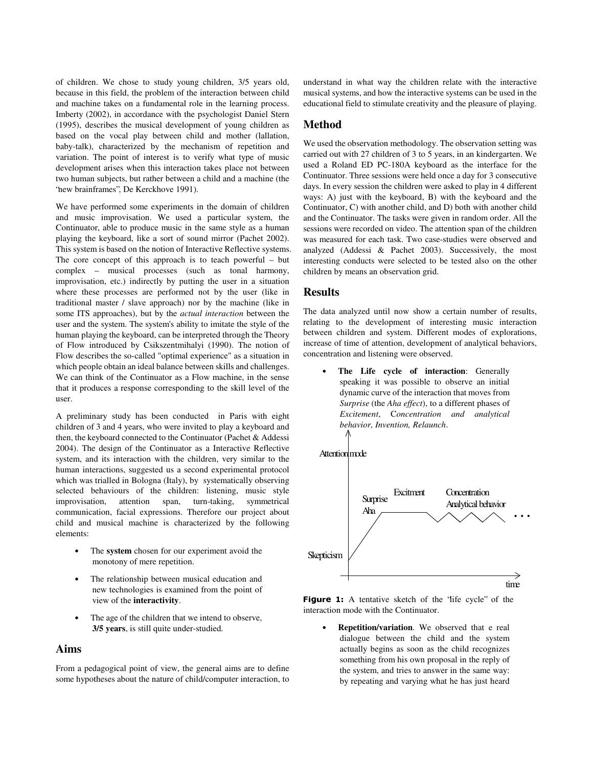of children. We chose to study young children, 3/5 years old, because in this field, the problem of the interaction between child and machine takes on a fundamental role in the learning process. Imberty (2002), in accordance with the psychologist Daniel Stern (1995), describes the musical development of young children as based on the vocal play between child and mother (lallation, baby-talk), characterized by the mechanism of repetition and variation. The point of interest is to verify what type of music development arises when this interaction takes place not between two human subjects, but rather between a child and a machine (the "new brainframes", De Kerckhove 1991).

We have performed some experiments in the domain of children and music improvisation. We used a particular system, the Continuator, able to produce music in the same style as a human playing the keyboard, like a sort of sound mirror (Pachet 2002). This system is based on the notion of Interactive Reflective systems. The core concept of this approach is to teach powerful – but complex – musical processes (such as tonal harmony, improvisation, etc.) indirectly by putting the user in a situation where these processes are performed not by the user (like in traditional master / slave approach) nor by the machine (like in some ITS approaches), but by the *actual interaction* between the user and the system. The system's ability to imitate the style of the human playing the keyboard, can be interpreted through the Theory of Flow introduced by Csikszentmihalyi (1990). The notion of Flow describes the so-called "optimal experience" as a situation in which people obtain an ideal balance between skills and challenges. We can think of the Continuator as a Flow machine, in the sense that it produces a response corresponding to the skill level of the user.

A preliminary study has been conducted in Paris with eight children of 3 and 4 years, who were invited to play a keyboard and then, the keyboard connected to the Continuator (Pachet & Addessi 2004). The design of the Continuator as a Interactive Reflective system, and its interaction with the children, very similar to the human interactions, suggested us a second experimental protocol which was trialled in Bologna (Italy), by systematically observing selected behaviours of the children: listening, music style improvisation, attention span, turn-taking, symmetrical communication, facial expressions. Therefore our project about child and musical machine is characterized by the following elements:

- The **system** chosen for our experiment avoid the monotony of mere repetition.
- The relationship between musical education and new technologies is examined from the point of view of the **interactivity**.
- The age of the children that we intend to observe, **3/5 years**, is still quite under-studied.

## Aims

From a pedagogical point of view, the general aims are to define some hypotheses about the nature of child/computer interaction, to understand in what way the children relate with the interactive musical systems, and how the interactive systems can be used in the educational field to stimulate creativity and the pleasure of playing.

## Method

We used the observation methodology. The observation setting was carried out with 27 children of 3 to 5 years, in an kindergarten. We used a Roland ED PC-180A keyboard as the interface for the Continuator. Three sessions were held once a day for 3 consecutive days. In every session the children were asked to play in 4 different ways: A) just with the keyboard, B) with the keyboard and the Continuator, C) with another child, and D) both with another child and the Continuator. The tasks were given in random order. All the sessions were recorded on video. The attention span of the children was measured for each task. Two case-studies were observed and analyzed (Addessi & Pachet 2003). Successively, the most interesting conducts were selected to be tested also on the other children by means an observation grid.

## Results

The data analyzed until now show a certain number of results, relating to the development of interesting music interaction between children and system. Different modes of explorations, increase of time of attention, development of analytical behaviors, concentration and listening were observed.

- **The Life cycle of interaction**: Generally speaking it was possible to observe an initial dynamic curve of the interaction that moves from *Surprise* (the *Aha effect*), to a different phases of *Excitement*, *Concentration and analytical behavior, Invention, Relaunch*.

Attention mode
Skepticism
Surprise
Aha
Excitment
Concentration
Analytical behavior
. . .
time

**Figure 1:** A tentative sketch of the "life cycle" of the interaction mode with the Continuator.

- **Repetition/variation**. We observed that e real dialogue between the child and the system actually begins as soon as the child recognizes something from his own proposal in the reply of the system, and tries to answer in the same way: by repeating and varying what he has just heard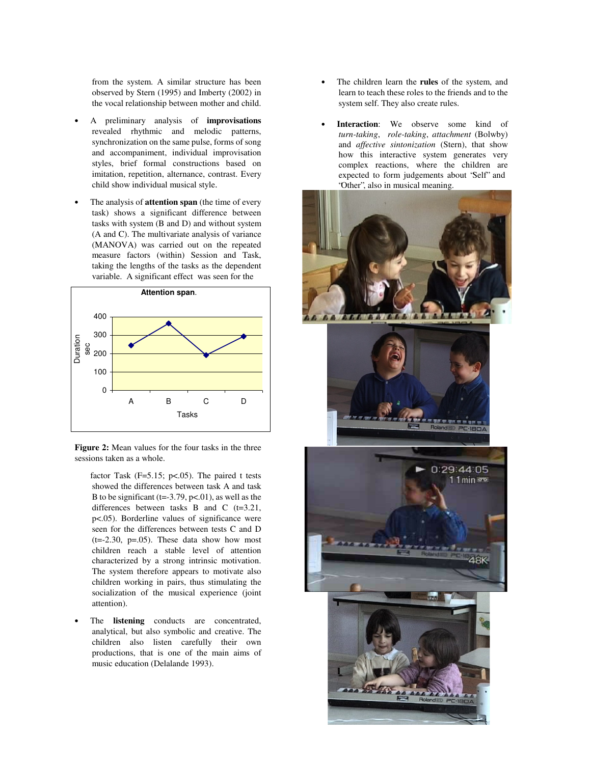from the system. A similar structure has been observed by Stern (1995) and Imberty (2002) in the vocal relationship between mother and child.

- A preliminary analysis of **improvisations** revealed rhythmic and melodic patterns, synchronization on the same pulse, forms of song and accompaniment, individual improvisation styles, brief formal constructions based on imitation, repetition, alternance, contrast. Every child show individual musical style.

- The analysis of **attention span** (the time of every task) shows a significant difference between tasks with system (B and D) and without system (A and C). The multivariate analysis of variance (MANOVA) was carried out on the repeated measure factors (within) Session and Task, taking the lengths of the tasks as the dependent variable. A significant effect was seen for the

**Attention span**.

Duration sec

400
300
200
100
0

A B C D

Tasks

**Figure 2:** Mean values for the four tasks in the three sessions taken as a whole.

factor Task ($F=5.15$; $p<.05$). The paired t tests showed the differences between task A and task B to be significant ($t=-3.79$, $p<.01$), as well as the differences between tasks B and C ($t=3.21$, $p<.05$). Borderline values of significance were seen for the differences between tests C and D ($t=-2.30$, $p=.05$). These data show how most children reach a stable level of attention characterized by a strong intrinsic motivation. The system therefore appears to motivate also children working in pairs, thus stimulating the socialization of the musical experience (joint attention).

- The **listening** conducts are concentrated, analytical, but also symbolic and creative. The children also listen carefully their own productions, that is one of the main aims of music education (Delalande 1993).

- The children learn the **rules** of the system, and learn to teach these roles to the friends and to the system self. They also create rules.

- **Interaction**: We observe some kind of *turn-taking*, *role-taking*, *attachment* (Bolwby) and *affective sintonization* (Stern), that show how this interactive system generates very complex reactions, where the children are expected to form judgements about 'Self" and 'Other", also in musical meaning.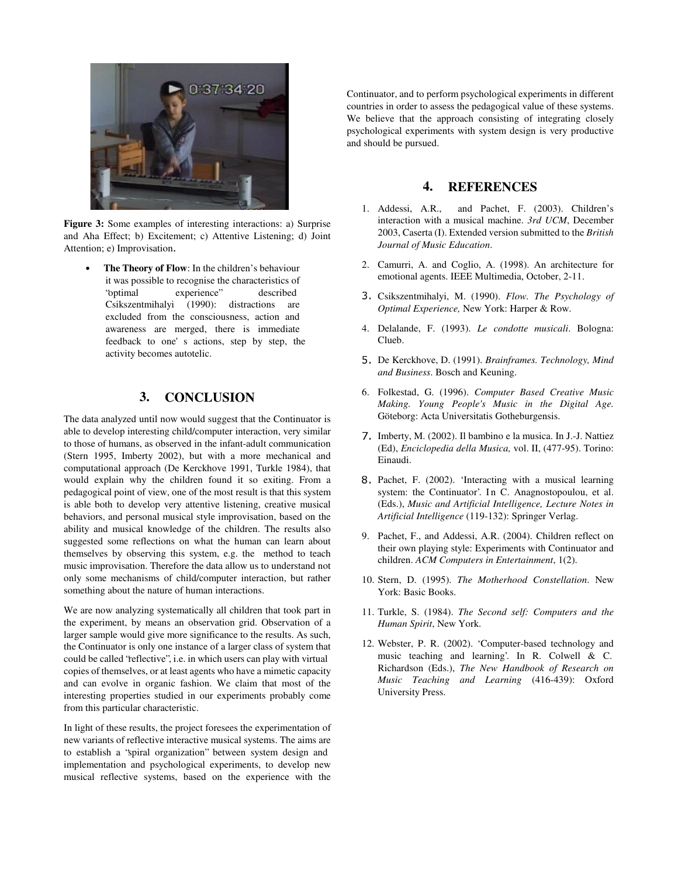**Figure 3:** Some examples of interesting interactions: a) Surprise and Aha Effect; b) Excitement; c) Attentive Listening; d) Joint Attention; e) Improvisation.

- **The Theory of Flow**: In the children's behaviour it was possible to recognise the characteristics of "optimal experience" described Csikszentmihalyi (1990): distractions are excluded from the consciousness, action and awareness are merged, there is immediate feedback to one' s actions, step by step, the activity becomes autotelic.

## 3. CONCLUSION

The data analyzed until now would suggest that the Continuator is able to develop interesting child/computer interaction, very similar to those of humans, as observed in the infant-adult communication (Stern 1995, Imberty 2002), but with a more mechanical and computational approach (De Kerckhove 1991, Turkle 1984), that would explain why the children found it so exiting. From a pedagogical point of view, one of the most result is that this system is able both to develop very attentive listening, creative musical behaviors, and personal musical style improvisation, based on the ability and musical knowledge of the children. The results also suggested some reflections on what the human can learn about themselves by observing this system, e.g. the method to teach music improvisation. Therefore the data allow us to understand not only some mechanisms of child/computer interaction, but rather something about the nature of human interactions.

We are now analyzing systematically all children that took part in the experiment, by means an observation grid. Observation of a larger sample would give more significance to the results. As such, the Continuator is only one instance of a larger class of system that could be called "reflective", i.e. in which users can play with virtual copies of themselves, or at least agents who have a mimetic capacity and can evolve in organic fashion. We claim that most of the interesting properties studied in our experiments probably come from this particular characteristic.

In light of these results, the project foresees the experimentation of new variants of reflective interactive musical systems. The aims are to establish a "spiral organization" between system design and implementation and psychological experiments, to develop new musical reflective systems, based on the experience with the Continuator, and to perform psychological experiments in different countries in order to assess the pedagogical value of these systems. We believe that the approach consisting of integrating closely psychological experiments with system design is very productive and should be pursued.

## 4. REFERENCES

1. Addessi, A.R., and Pachet, F. (2003). Children's interaction with a musical machine. *3rd UCM*, December 2003, Caserta (I). Extended version submitted to the *British Journal of Music Education*.
2. Camurri, A. and Coglio, A. (1998). An architecture for emotional agents. IEEE Multimedia, October, 2-11.
3. Csikszentmihalyi, M. (1990). *Flow. The Psychology of Optimal Experience,* New York: Harper & Row.
4. Delalande, F. (1993). *Le condotte musicali*. Bologna: Clueb.
5. De Kerckhove, D. (1991). *Brainframes. Technology, Mind and Business*. Bosch and Keuning.
6. Folkestad, G. (1996). *Computer Based Creative Music Making. Young People's Music in the Digital Age.* Göteborg: Acta Universitatis Gotheburgensis.
7. Imberty, M. (2002). Il bambino e la musica. In J.-J. Nattiez (Ed), *Enciclopedia della Musica,* vol. II, (477-95). Torino: Einaudi.
8. Pachet, F. (2002). 'Interacting with a musical learning system: the Continuator'. In C. Anagnostopoulou, et al. (Eds.), *Music and Artificial Intelligence, Lecture Notes in Artificial Intelligence* (119-132): Springer Verlag.
9. Pachet, F., and Addessi, A.R. (2004). Children reflect on their own playing style: Experiments with Continuator and children. *ACM Computers in Entertainment*, 1(2).
10. Stern, D. (1995). *The Motherhood Constellation*. New York: Basic Books.
11. Turkle, S. (1984). *The Second self: Computers and the Human Spirit*, New York.
12. Webster, P. R. (2002). 'Computer-based technology and music teaching and learning'. In R. Colwell & C. Richardson (Eds.), *The New Handbook of Research on Music Teaching and Learning* (416-439): Oxford University Press.